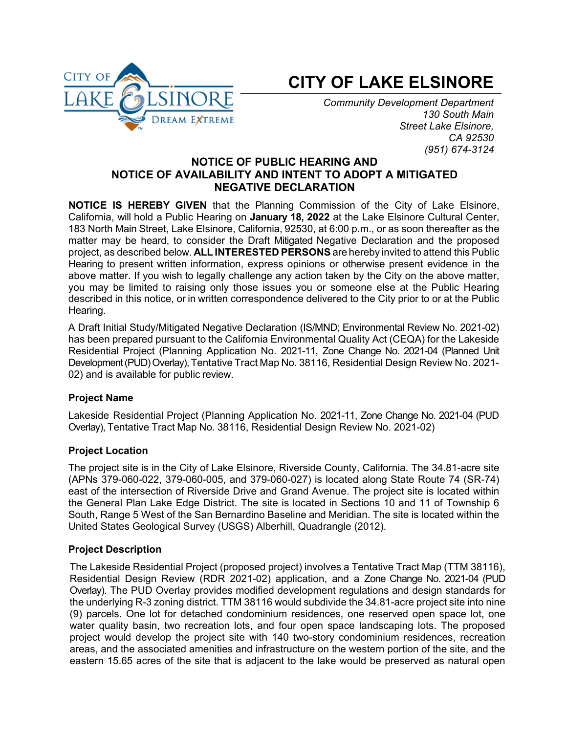# CITY OF LAKE ELSINORE

*Community Development Department*
*130 South Main Street Lake Elsinore, CA 92530*
*(951) 674-3124*

## NOTICE OF PUBLIC HEARING AND NOTICE OF AVAILABILITY AND INTENT TO ADOPT A MITIGATED NEGATIVE DECLARATION

**NOTICE IS HEREBY GIVEN** that the Planning Commission of the City of Lake Elsinore, California, will hold a Public Hearing on **January 18, 2022** at the Lake Elsinore Cultural Center, 183 North Main Street, Lake Elsinore, California, 92530, at 6:00 p.m., or as soon thereafter as the matter may be heard, to consider the Draft Mitigated Negative Declaration and the proposed project, as described below. **ALL INTERESTED PERSONS** are hereby invited to attend this Public Hearing to present written information, express opinions or otherwise present evidence in the above matter. If you wish to legally challenge any action taken by the City on the above matter, you may be limited to raising only those issues you or someone else at the Public Hearing described in this notice, or in written correspondence delivered to the City prior to or at the Public Hearing.

A Draft Initial Study/Mitigated Negative Declaration (IS/MND; Environmental Review No. 2021-02) has been prepared pursuant to the California Environmental Quality Act (CEQA) for the Lakeside Residential Project (Planning Application No. 2021-11, Zone Change No. 2021-04 (Planned Unit Development (PUD) Overlay), Tentative Tract Map No. 38116, Residential Design Review No. 2021-02) and is available for public review.

### Project Name

Lakeside Residential Project (Planning Application No. 2021-11, Zone Change No. 2021-04 (PUD Overlay), Tentative Tract Map No. 38116, Residential Design Review No. 2021-02)

### Project Location

The project site is in the City of Lake Elsinore, Riverside County, California. The 34.81-acre site (APNs 379-060-022, 379-060-005, and 379-060-027) is located along State Route 74 (SR-74) east of the intersection of Riverside Drive and Grand Avenue. The project site is located within the General Plan Lake Edge District. The site is located in Sections 10 and 11 of Township 6 South, Range 5 West of the San Bernardino Baseline and Meridian. The site is located within the United States Geological Survey (USGS) Alberhill, Quadrangle (2012).

### Project Description

The Lakeside Residential Project (proposed project) involves a Tentative Tract Map (TTM 38116), Residential Design Review (RDR 2021-02) application, and a Zone Change No. 2021-04 (PUD Overlay). The PUD Overlay provides modified development regulations and design standards for the underlying R-3 zoning district. TTM 38116 would subdivide the 34.81-acre project site into nine (9) parcels. One lot for detached condominium residences, one reserved open space lot, one water quality basin, two recreation lots, and four open space landscaping lots. The proposed project would develop the project site with 140 two-story condominium residences, recreation areas, and the associated amenities and infrastructure on the western portion of the site, and the eastern 15.65 acres of the site that is adjacent to the lake would be preserved as natural open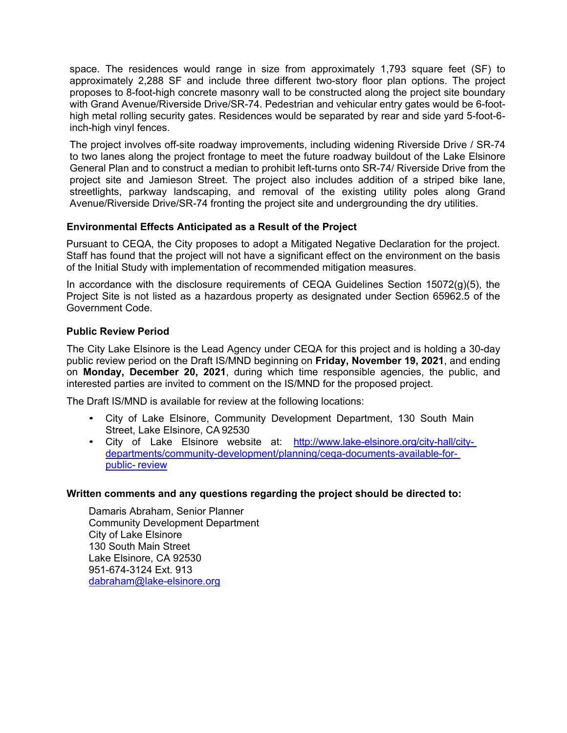space. The residences would range in size from approximately 1,793 square feet (SF) to approximately 2,288 SF and include three different two-story floor plan options. The project proposes to 8-foot-high concrete masonry wall to be constructed along the project site boundary with Grand Avenue/Riverside Drive/SR-74. Pedestrian and vehicular entry gates would be 6-foot-high metal rolling security gates. Residences would be separated by rear and side yard 5-foot-6-inch-high vinyl fences.

The project involves off-site roadway improvements, including widening Riverside Drive / SR-74 to two lanes along the project frontage to meet the future roadway buildout of the Lake Elsinore General Plan and to construct a median to prohibit left-turns onto SR-74/ Riverside Drive from the project site and Jamieson Street. The project also includes addition of a striped bike lane, streetlights, parkway landscaping, and removal of the existing utility poles along Grand Avenue/Riverside Drive/SR-74 fronting the project site and undergrounding the dry utilities.

### Environmental Effects Anticipated as a Result of the Project

Pursuant to CEQA, the City proposes to adopt a Mitigated Negative Declaration for the project. Staff has found that the project will not have a significant effect on the environment on the basis of the Initial Study with implementation of recommended mitigation measures.

In accordance with the disclosure requirements of CEQA Guidelines Section 15072(g)(5), the Project Site is not listed as a hazardous property as designated under Section 65962.5 of the Government Code.

### Public Review Period

The City Lake Elsinore is the Lead Agency under CEQA for this project and is holding a 30-day public review period on the Draft IS/MND beginning on **Friday, November 19, 2021**, and ending on **Monday, December 20, 2021**, during which time responsible agencies, the public, and interested parties are invited to comment on the IS/MND for the proposed project.

The Draft IS/MND is available for review at the following locations:

- City of Lake Elsinore, Community Development Department, 130 South Main Street, Lake Elsinore, CA 92530
- City of Lake Elsinore website at: [http://www.lake-elsinore.org/city-hall/city-departments/community-development/planning/ceqa-documents-available-for-public-review](http://www.lake-elsinore.org/city-hall/city-departments/community-development/planning/ceqa-documents-available-for-public-review)

**Written comments and any questions regarding the project should be directed to:**

Damaris Abraham, Senior Planner
Community Development Department
City of Lake Elsinore
130 South Main Street
Lake Elsinore, CA 92530
951-674-3124 Ext. 913
[dabraham@lake-elsinore.org](mailto:dabraham@lake-elsinore.org)